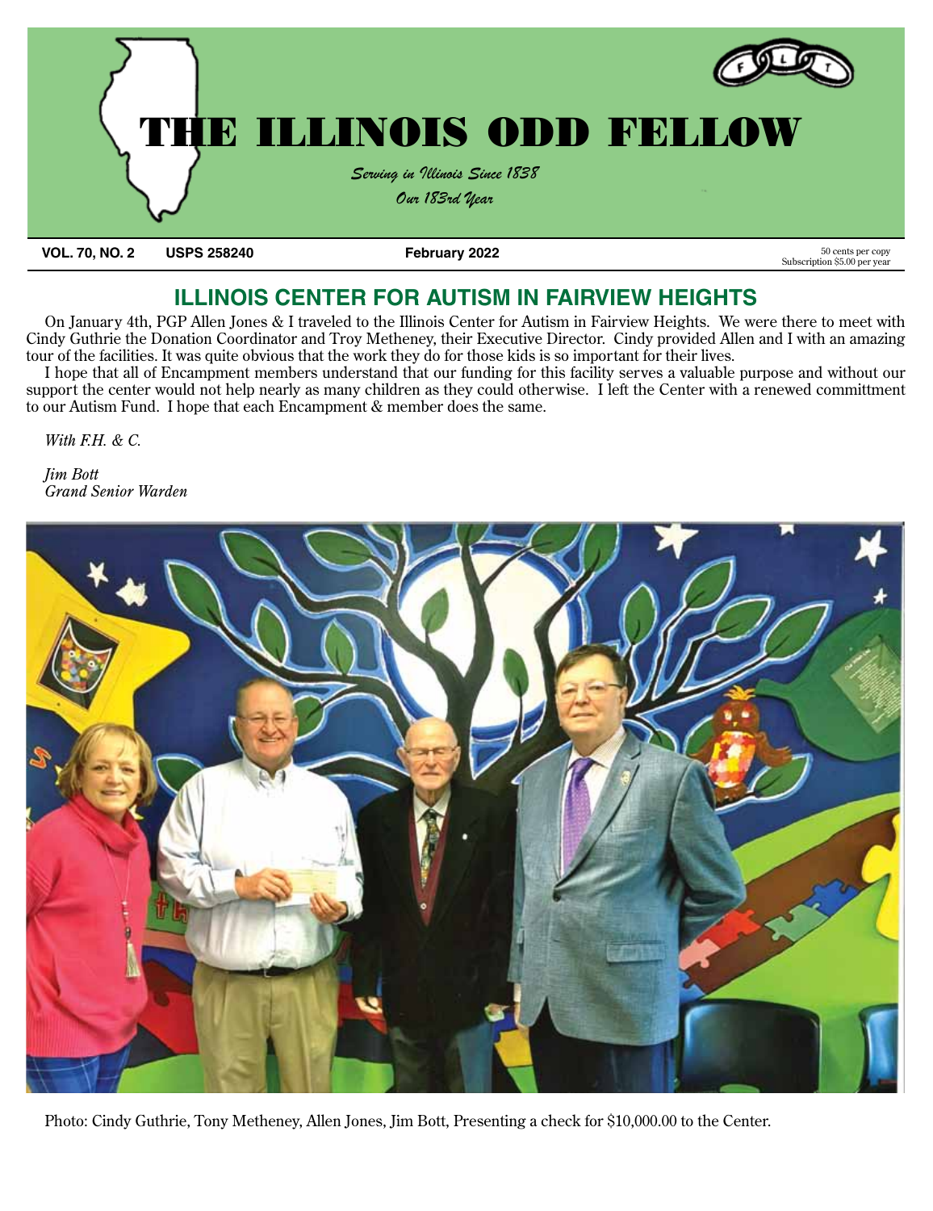# THE ILLINOIS ODD FELLOW

*Serving in Illinois Since 1838*

*Our 183rd Year*

**VOL. 70, NO. 2** **USPS 258240** **February 2022** 50 cents per copy Subscription $5.00 per year

## ILLINOIS CENTER FOR AUTISM IN FAIRVIEW HEIGHTS

On January 4th, PGP Allen Jones & I traveled to the Illinois Center for Autism in Fairview Heights. We were there to meet with Cindy Guthrie the Donation Coordinator and Troy Metheney, their Executive Director. Cindy provided Allen and I with an amazing tour of the facilities. It was quite obvious that the work they do for those kids is so important for their lives.

I hope that all of Encampment members understand that our funding for this facility serves a valuable purpose and without our support the center would not help nearly as many children as they could otherwise. I left the Center with a renewed committment to our Autism Fund. I hope that each Encampment & member does the same.

*With F.H. & C.*

*Jim Bott*
*Grand Senior Warden*

Photo: Cindy Guthrie, Tony Metheney, Allen Jones, Jim Bott, Presenting a check for $10,000.00 to the Center.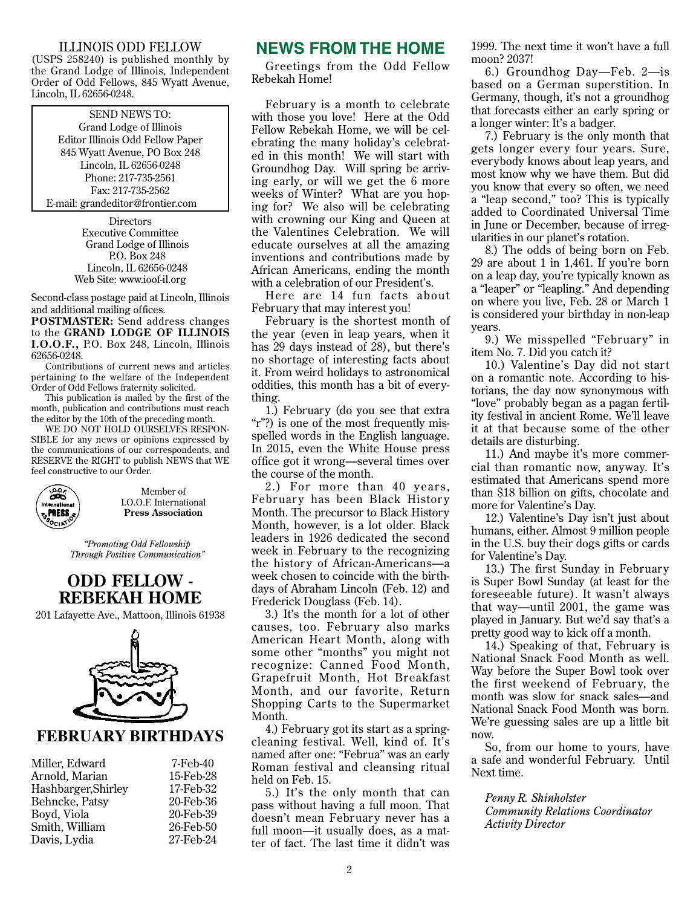ILLINOIS ODD FELLOW
(USPS 258240) is published monthly by the Grand Lodge of Illinois, Independent Order of Odd Fellows, 845 Wyatt Avenue, Lincoln, IL 62656-0248.

SEND NEWS TO:
Grand Lodge of Illinois
Editor Illinois Odd Fellow Paper
845 Wyatt Avenue, PO Box 248
Lincoln, IL 62656-0248
Phone: 217-735-2561
Fax: 217-735-2562
E-mail: grandeditor@frontier.com

Directors
Executive Committee
Grand Lodge of Illinois
P.O. Box 248
Lincoln, IL 62656-0248
Web Site: www.ioof-il.org

Second-class postage paid at Lincoln, Illinois and additional mailing offices.

**POSTMASTER:** Send address changes to the **GRAND LODGE OF ILLINOIS I.O.O.F.,** P.O. Box 248, Lincoln, Illinois 62656-0248.

Contributions of current news and articles pertaining to the welfare of the Independent Order of Odd Fellows fraternity solicited.

This publication is mailed by the first of the month, publication and contributions must reach the editor by the 10th of the preceding month.

WE DO NOT HOLD OURSELVES RESPONSIBLE for any news or opinions expressed by the communications of our correspondents, and RESERVE the RIGHT to publish NEWS that WE feel constructive to our Order.

Member of
I.O.O.F. International
**Press Association**

*"Promoting Odd Fellowship Through Positive Communication"*

## ODD FELLOW - REBEKAH HOME

201 Lafayette Ave., Mattoon, Illinois 61938

## FEBRUARY BIRTHDAYS

| Name | Birthday |
|---|---|
| Miller, Edward | 7-Feb-40 |
| Arnold, Marian | 15-Feb-28 |
| Hashbarger,Shirley | 17-Feb-32 |
| Behncke, Patsy | 20-Feb-36 |
| Boyd, Viola | 20-Feb-39 |
| Smith, William | 26-Feb-50 |
| Davis, Lydia | 27-Feb-24 |

## NEWS FROM THE HOME

Greetings from the Odd Fellow Rebekah Home!

February is a month to celebrate with those you love! Here at the Odd Fellow Rebekah Home, we will be celebrating the many holiday's celebrated in this month! We will start with Groundhog Day. Will spring be arriving early, or will we get the 6 more weeks of Winter? What are you hoping for? We also will be celebrating with crowning our King and Queen at the Valentines Celebration. We will educate ourselves at all the amazing inventions and contributions made by African Americans, ending the month with a celebration of our President's.

Here are 14 fun facts about February that may interest you!

February is the shortest month of the year (even in leap years, when it has 29 days instead of 28), but there's no shortage of interesting facts about it. From weird holidays to astronomical oddities, this month has a bit of everything.

1.) February (do you see that extra "r"?) is one of the most frequently misspelled words in the English language. In 2015, even the White House press office got it wrong—several times over the course of the month.

2.) For more than 40 years, February has been Black History Month. The precursor to Black History Month, however, is a lot older. Black leaders in 1926 dedicated the second week in February to the recognizing the history of African-Americans—a week chosen to coincide with the birthdays of Abraham Lincoln (Feb. 12) and Frederick Douglass (Feb. 14).

3.) It's the month for a lot of other causes, too. February also marks American Heart Month, along with some other "months" you might not recognize: Canned Food Month, Grapefruit Month, Hot Breakfast Month, and our favorite, Return Shopping Carts to the Supermarket Month.

4.) February got its start as a spring-cleaning festival. Well, kind of. It's named after one: "Februa" was an early Roman festival and cleansing ritual held on Feb. 15.

5.) It's the only month that can pass without having a full moon. That doesn't mean February never has a full moon—it usually does, as a matter of fact. The last time it didn't was 1999. The next time it won't have a full moon? 2037!

6.) Groundhog Day—Feb. 2—is based on a German superstition. In Germany, though, it's not a groundhog that forecasts either an early spring or a longer winter: It's a badger.

7.) February is the only month that gets longer every four years. Sure, everybody knows about leap years, and most know why we have them. But did you know that every so often, we need a "leap second," too? This is typically added to Coordinated Universal Time in June or December, because of irregularities in our planet's rotation.

8.) The odds of being born on Feb. 29 are about 1 in 1,461. If you're born on a leap day, you're typically known as a "leaper" or "leapling." And depending on where you live, Feb. 28 or March 1 is considered your birthday in non-leap years.

9.) We misspelled "February" in item No. 7. Did you catch it?

10.) Valentine's Day did not start on a romantic note. According to historians, the day now synonymous with "love" probably began as a pagan fertility festival in ancient Rome. We'll leave it at that because some of the other details are disturbing.

11.) And maybe it's more commercial than romantic now, anyway. It's estimated that Americans spend more than $18 billion on gifts, chocolate and more for Valentine's Day.

12.) Valentine's Day isn't just about humans, either. Almost 9 million people in the U.S. buy their dogs gifts or cards for Valentine's Day.

13.) The first Sunday in February is Super Bowl Sunday (at least for the foreseeable future). It wasn't always that way—until 2001, the game was played in January. But we'd say that's a pretty good way to kick off a month.

14.) Speaking of that, February is National Snack Food Month as well. Way before the Super Bowl took over the first weekend of February, the month was slow for snack sales—and National Snack Food Month was born. We're guessing sales are up a little bit now.

So, from our home to yours, have a safe and wonderful February. Until Next time.

*Penny R. Shinholster*
*Community Relations Coordinator*
*Activity Director*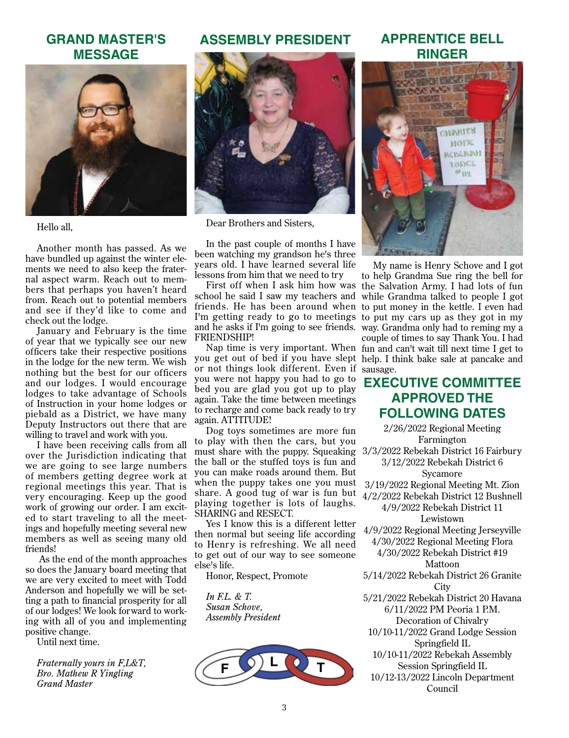## GRAND MASTER'S MESSAGE

Hello all,

Another month has passed. As we have bundled up against the winter elements we need to also keep the fraternal aspect warm. Reach out to members that perhaps you haven't heard from. Reach out to potential members and see if they'd like to come and check out the lodge.

January and February is the time of year that we typically see our new officers take their respective positions in the lodge for the new term. We wish nothing but the best for our officers and our lodges. I would encourage lodges to take advantage of Schools of Instruction in your home lodges or piebald as a District, we have many Deputy Instructors out there that are willing to travel and work with you.

I have been receiving calls from all over the Jurisdiction indicating that we are going to see large numbers of members getting degree work at regional meetings this year. That is very encouraging. Keep up the good work of growing our order. I am excited to start traveling to all the meetings and hopefully meeting several new members as well as seeing many old friends!

As the end of the month approaches so does the January board meeting that we are very excited to meet with Todd Anderson and hopefully we will be setting a path to financial prosperity for all of our lodges! We look forward to working with all of you and implementing positive change.

Until next time.

*Fraternally yours in F,L&T,*
*Bro. Mathew R Yingling*
*Grand Master*

## ASSEMBLY PRESIDENT

Dear Brothers and Sisters,

In the past couple of months I have been watching my grandson he's three years old. I have learned several life lessons from him that we need to try

First off when I ask him how was school he said I saw my teachers and friends. He has been around when I'm getting ready to go to meetings and he asks if I'm going to see friends. FRIENDSHIP!

Nap time is very important. When you get out of bed if you have slept or not things look different. Even if you were not happy you had to go to bed you are glad you got up to play again. Take the time between meetings to recharge and come back ready to try again. ATTITUDE!

Dog toys sometimes are more fun to play with then the cars, but you must share with the puppy. Squeaking the ball or the stuffed toys is fun and you can make roads around them. But when the puppy takes one you must share. A good tug of war is fun but playing together is lots of laughs. SHARING and RESECT.

Yes I know this is a different letter then normal but seeing life according to Henry is refreshing. We all need to get out of our way to see someone else's life.

Honor, Respect, Promote

*In F.L. & T.*
*Susan Schove,*
*Assembly President*

## APPRENTICE BELL RINGER

My name is Henry Schove and I got to help Grandma Sue ring the bell for the Salvation Army. I had lots of fun while Grandma talked to people I got to put money in the kettle. I even had to put my cars up as they got in my way. Grandma only had to reming my a couple of times to say Thank You. I had fun and can't wait till next time I get to help. I think bake sale at pancake and sausage.

## EXECUTIVE COMMITTEE APPROVED THE FOLLOWING DATES

2/26/2022 Regional Meeting Farmington
3/3/2022 Rebekah District 16 Fairbury
3/12/2022 Rebekah District 6 Sycamore
3/19/2022 Regional Meeting Mt. Zion
4/2/2022 Rebekah District 12 Bushnell
4/9/2022 Rebekah District 11 Lewistown
4/9/2022 Regional Meeting Jerseyville
4/30/2022 Regional Meeting Flora
4/30/2022 Rebekah District #19 Mattoon
5/14/2022 Rebekah District 26 Granite City
5/21/2022 Rebekah District 20 Havana
6/11/2022 PM Peoria 1 P.M. Decoration of Chivalry
10/10-11/2022 Grand Lodge Session Springfield IL
10/10-11/2022 Rebekah Assembly Session Springfield IL
10/12-13/2022 Lincoln Department Council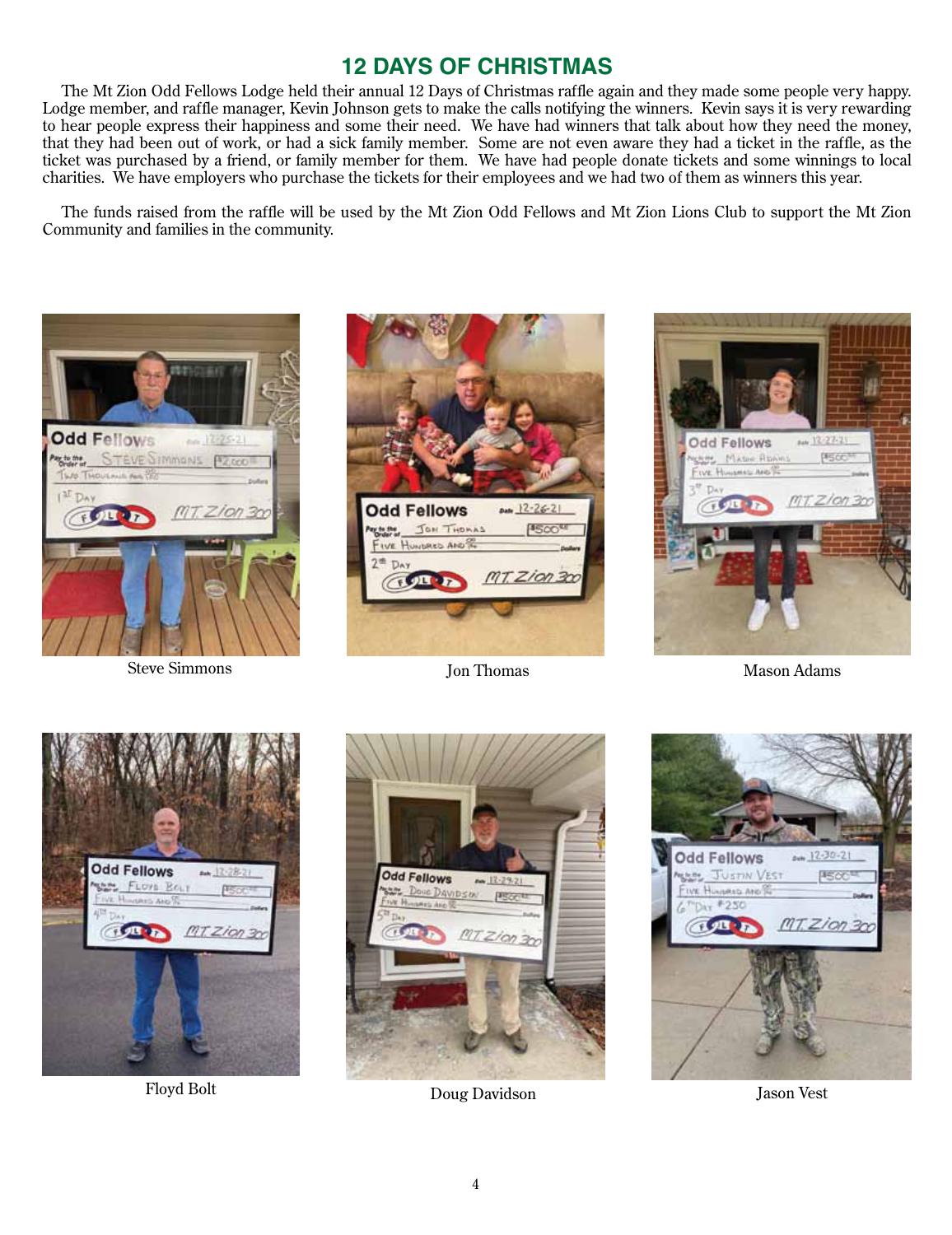# 12 DAYS OF CHRISTMAS

The Mt Zion Odd Fellows Lodge held their annual 12 Days of Christmas raffle again and they made some people very happy. Lodge member, and raffle manager, Kevin Johnson gets to make the calls notifying the winners. Kevin says it is very rewarding to hear people express their happiness and some their need. We have had winners that talk about how they need the money, that they had been out of work, or had a sick family member. Some are not even aware they had a ticket in the raffle, as the ticket was purchased by a friend, or family member for them. We have had people donate tickets and some winnings to local charities. We have employers who purchase the tickets for their employees and we had two of them as winners this year.

The funds raised from the raffle will be used by the Mt Zion Odd Fellows and Mt Zion Lions Club to support the Mt Zion Community and families in the community.

Steve Simmons

Jon Thomas

Mason Adams

Floyd Bolt

Doug Davidson

Jason Vest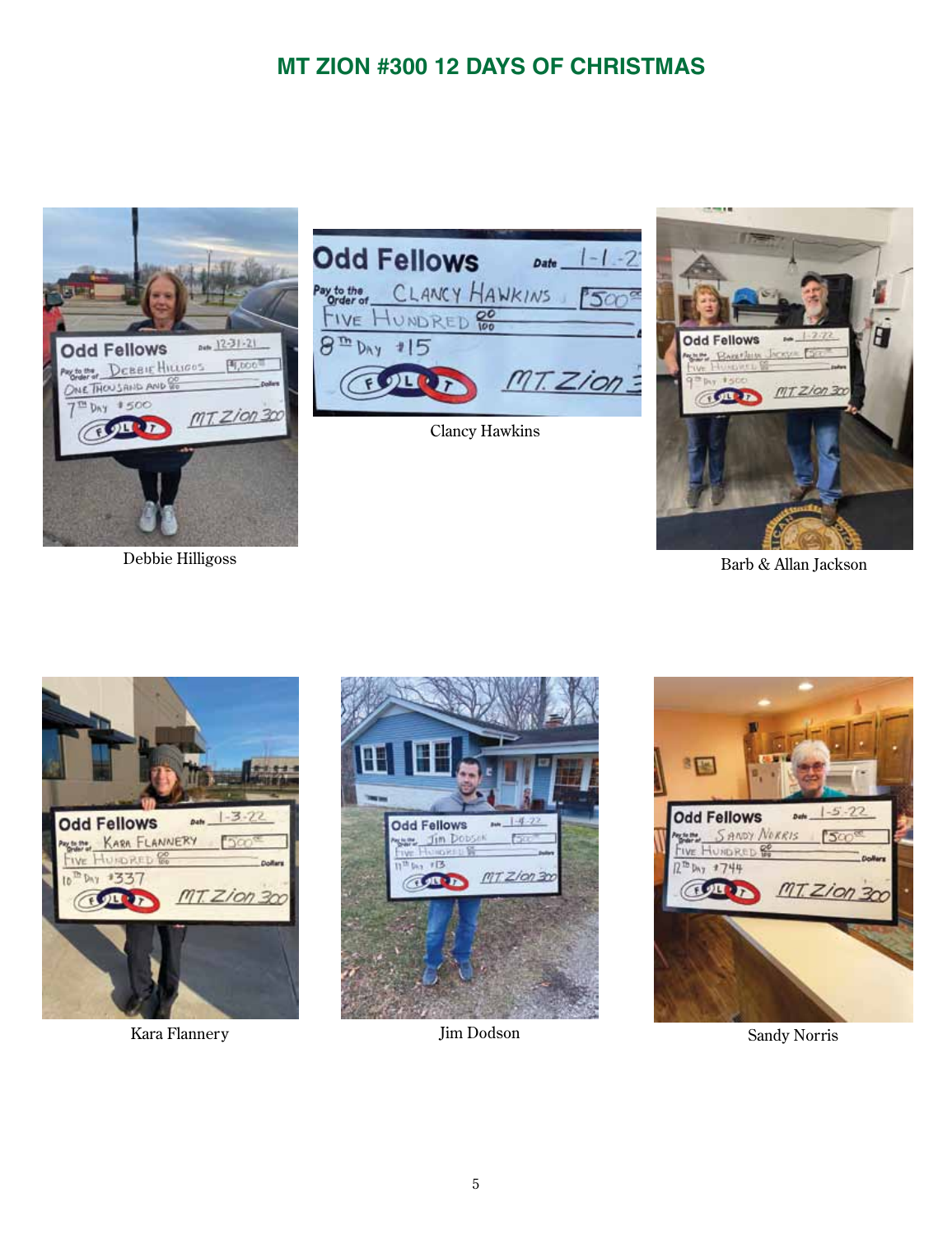# MT ZION #300 12 DAYS OF CHRISTMAS

Debbie Hilligoss

Clancy Hawkins

Barb & Allan Jackson

Kara Flannery

Jim Dodson

Sandy Norris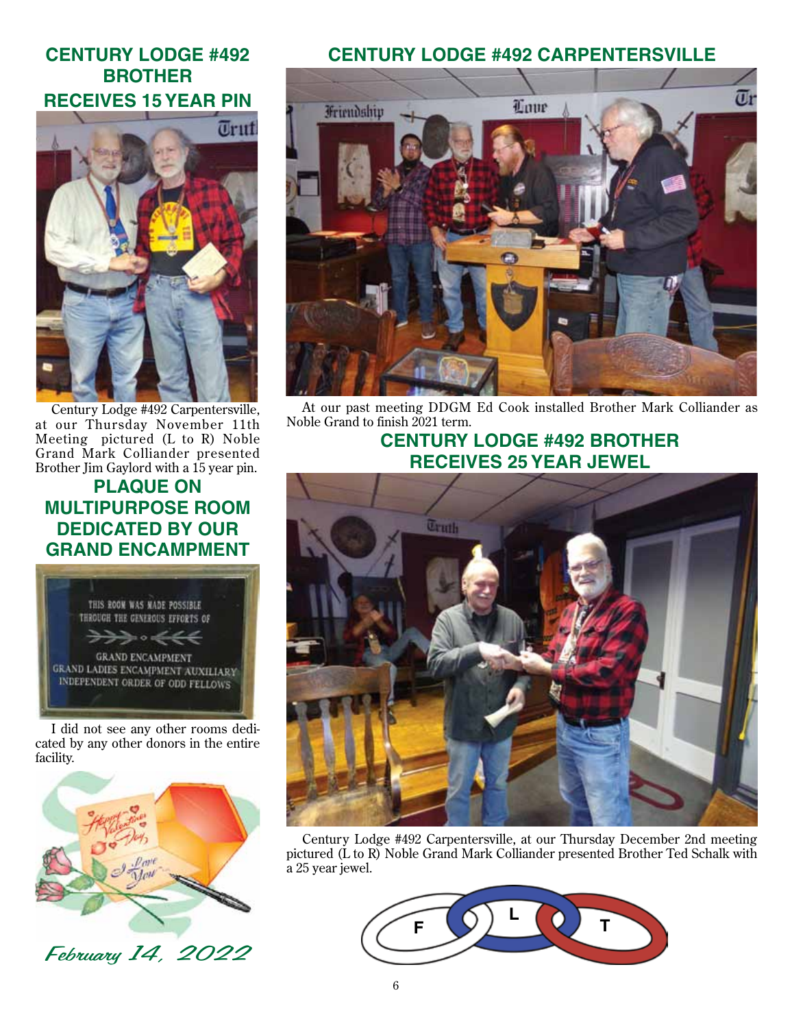## CENTURY LODGE #492 BROTHER RECEIVES 15 YEAR PIN

Century Lodge #492 Carpentersville, at our Thursday November 11th Meeting pictured (L to R) Noble Grand Mark Colliander presented Brother Jim Gaylord with a 15 year pin.

## PLAQUE ON MULTIPURPOSE ROOM DEDICATED BY OUR GRAND ENCAMPMENT

THIS ROOM WAS MADE POSSIBLE THROUGH THE GENEROUS EFFORTS OF

GRAND ENCAMPMENT
GRAND LADIES ENCAMPMENT AUXILIARY
INDEPENDENT ORDER OF ODD FELLOWS

I did not see any other rooms dedicated by any other donors in the entire facility.

*February 14, 2022*

## CENTURY LODGE #492 CARPENTERSVILLE

At our past meeting DDGM Ed Cook installed Brother Mark Colliander as Noble Grand to finish 2021 term.

## CENTURY LODGE #492 BROTHER RECEIVES 25 YEAR JEWEL

Century Lodge #492 Carpentersville, at our Thursday December 2nd meeting pictured (L to R) Noble Grand Mark Colliander presented Brother Ted Schalk with a 25 year jewel.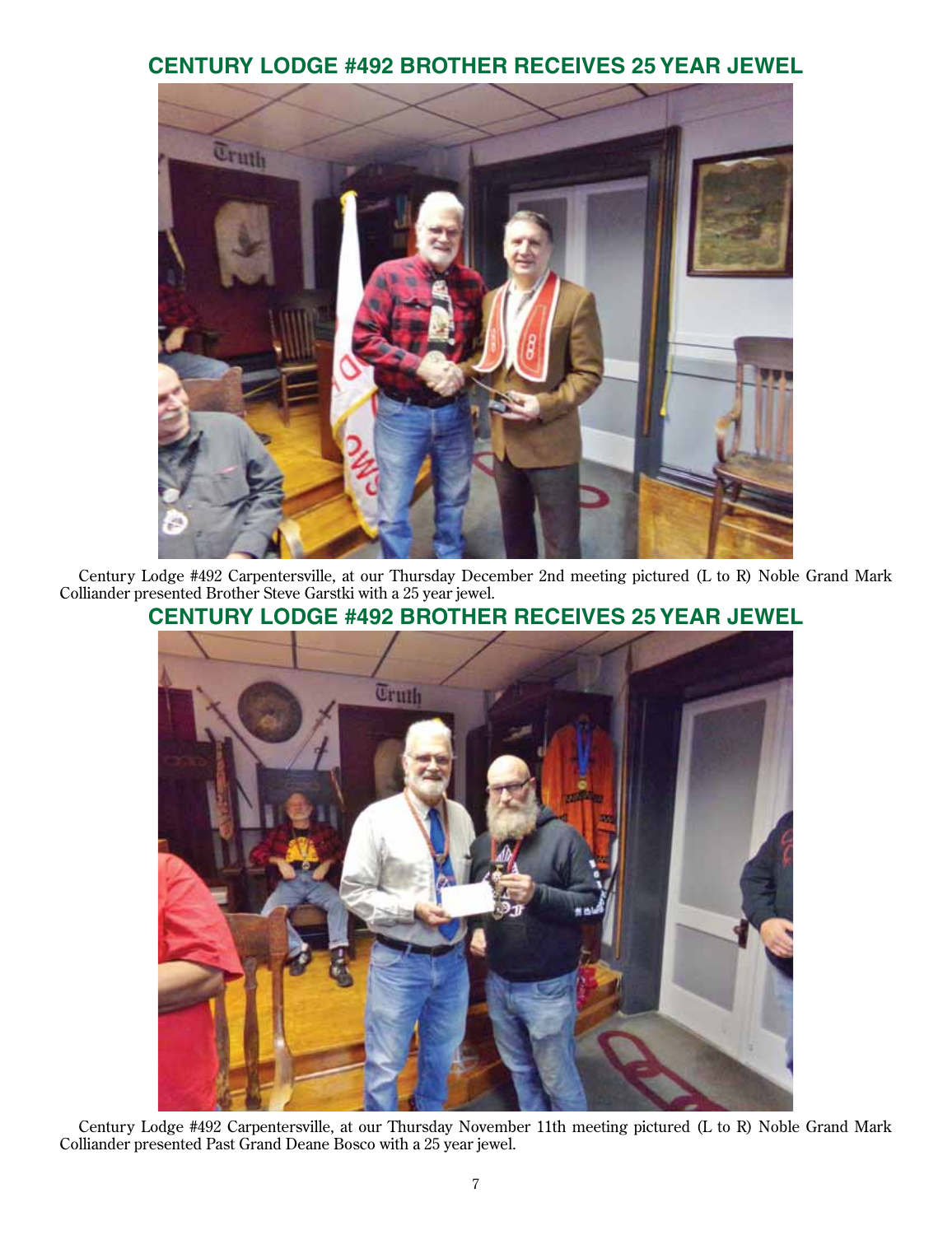## CENTURY LODGE #492 BROTHER RECEIVES 25 YEAR JEWEL

Century Lodge #492 Carpentersville, at our Thursday December 2nd meeting pictured (L to R) Noble Grand Mark Colliander presented Brother Steve Garstki with a 25 year jewel.

## CENTURY LODGE #492 BROTHER RECEIVES 25 YEAR JEWEL

Century Lodge #492 Carpentersville, at our Thursday November 11th meeting pictured (L to R) Noble Grand Mark Colliander presented Past Grand Deane Bosco with a 25 year jewel.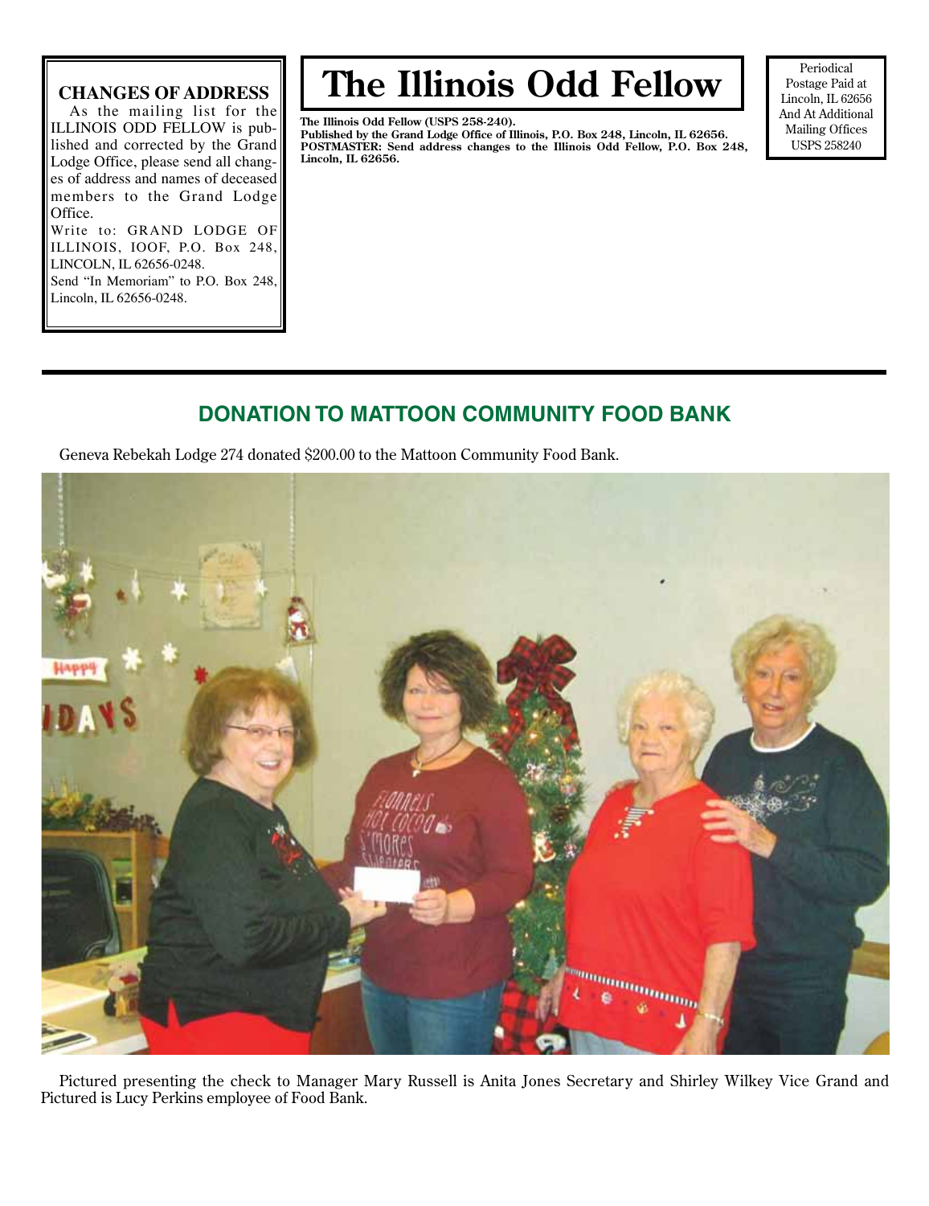**CHANGES OF ADDRESS**

As the mailing list for the ILLINOIS ODD FELLOW is published and corrected by the Grand Lodge Office, please send all changes of address and names of deceased members to the Grand Lodge Office.

Write to: GRAND LODGE OF ILLINOIS, IOOF, P.O. Box 248, LINCOLN, IL 62656-0248.

Send "In Memoriam" to P.O. Box 248, Lincoln, IL 62656-0248.

# The Illinois Odd Fellow

**The Illinois Odd Fellow (USPS 258-240).**
**Published by the Grand Lodge Office of Illinois, P.O. Box 248, Lincoln, IL 62656.**
**POSTMASTER: Send address changes to the Illinois Odd Fellow, P.O. Box 248, Lincoln, IL 62656.**

Periodical Postage Paid at Lincoln, IL 62656 And At Additional Mailing Offices USPS 258240

## DONATION TO MATTOON COMMUNITY FOOD BANK

Geneva Rebekah Lodge 274 donated $200.00 to the Mattoon Community Food Bank.

Pictured presenting the check to Manager Mary Russell is Anita Jones Secretary and Shirley Wilkey Vice Grand and Pictured is Lucy Perkins employee of Food Bank.